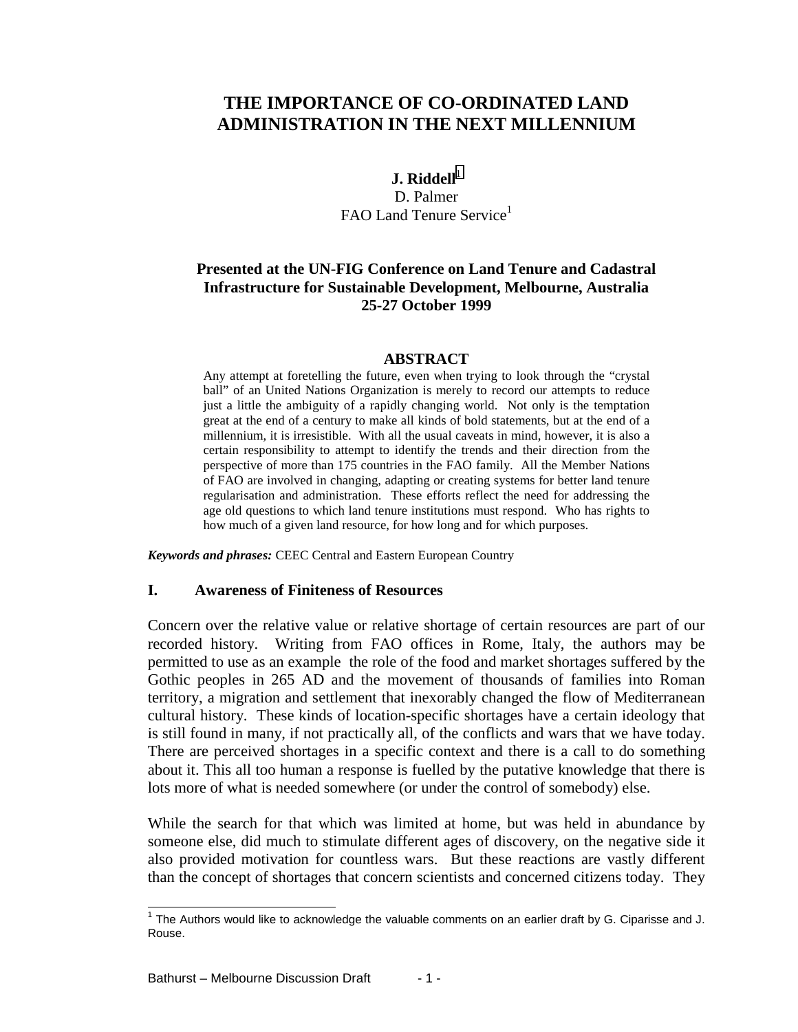# THE IMPORTANCE OF CO-ORDINATED LAND ADMINISTRATION IN THE NEXT MILLENNIUM

**J. Riddell**[1]
D. Palmer
FAO Land Tenure Service[1]

**Presented at the UN-FIG Conference on Land Tenure and Cadastral Infrastructure for Sustainable Development, Melbourne, Australia 25-27 October 1999**

## ABSTRACT

Any attempt at foretelling the future, even when trying to look through the "crystal ball" of an United Nations Organization is merely to record our attempts to reduce just a little the ambiguity of a rapidly changing world. Not only is the temptation great at the end of a century to make all kinds of bold statements, but at the end of a millennium, it is irresistible. With all the usual caveats in mind, however, it is also a certain responsibility to attempt to identify the trends and their direction from the perspective of more than 175 countries in the FAO family. All the Member Nations of FAO are involved in changing, adapting or creating systems for better land tenure regularisation and administration. These efforts reflect the need for addressing the age old questions to which land tenure institutions must respond. Who has rights to how much of a given land resource, for how long and for which purposes.

***Keywords and phrases:*** CEEC Central and Eastern European Country

## I. Awareness of Finiteness of Resources

Concern over the relative value or relative shortage of certain resources are part of our recorded history. Writing from FAO offices in Rome, Italy, the authors may be permitted to use as an example the role of the food and market shortages suffered by the Gothic peoples in 265 AD and the movement of thousands of families into Roman territory, a migration and settlement that inexorably changed the flow of Mediterranean cultural history. These kinds of location-specific shortages have a certain ideology that is still found in many, if not practically all, of the conflicts and wars that we have today. There are perceived shortages in a specific context and there is a call to do something about it. This all too human a response is fuelled by the putative knowledge that there is lots more of what is needed somewhere (or under the control of somebody) else.

While the search for that which was limited at home, but was held in abundance by someone else, did much to stimulate different ages of discovery, on the negative side it also provided motivation for countless wars. But these reactions are vastly different than the concept of shortages that concern scientists and concerned citizens today. They

[1] The Authors would like to acknowledge the valuable comments on an earlier draft by G. Ciparisse and J. Rouse.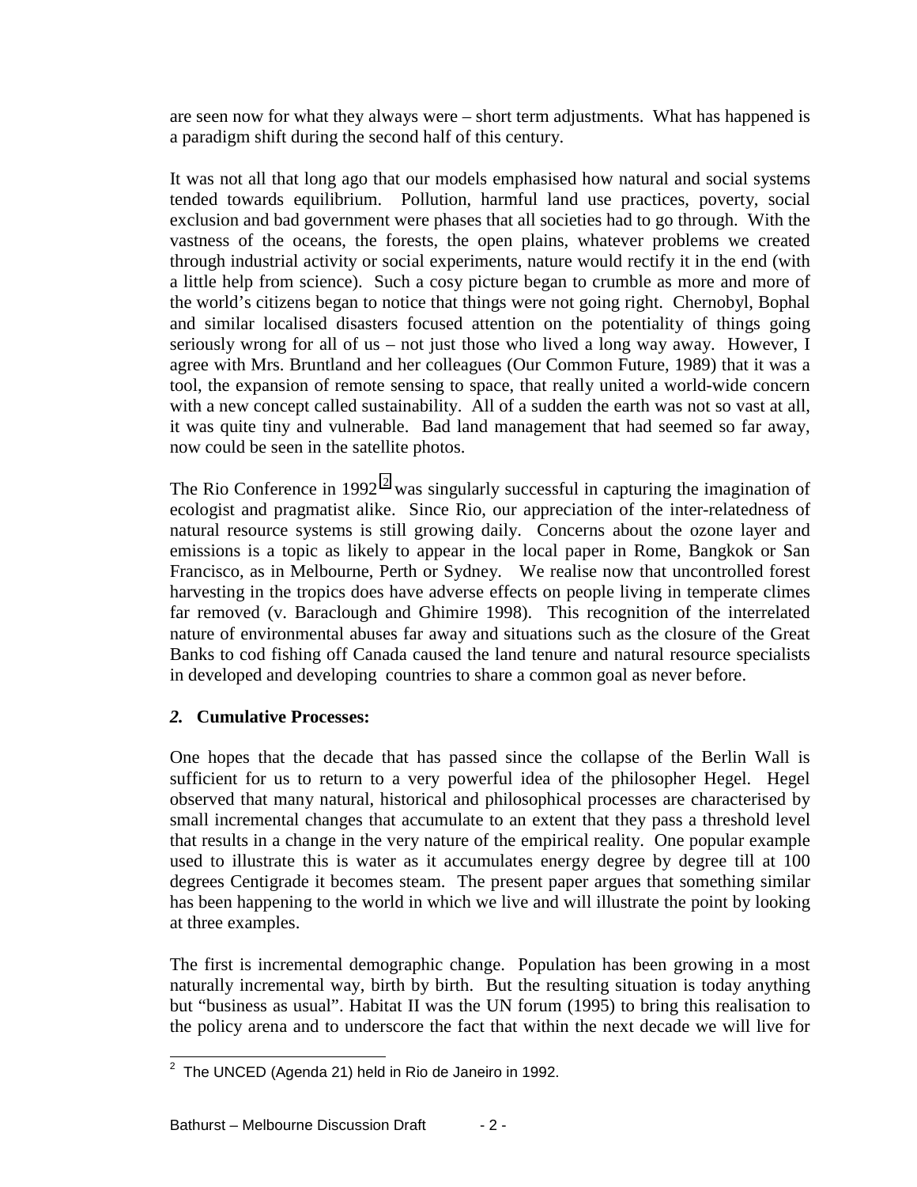are seen now for what they always were – short term adjustments. What has happened is a paradigm shift during the second half of this century.

It was not all that long ago that our models emphasised how natural and social systems tended towards equilibrium. Pollution, harmful land use practices, poverty, social exclusion and bad government were phases that all societies had to go through. With the vastness of the oceans, the forests, the open plains, whatever problems we created through industrial activity or social experiments, nature would rectify it in the end (with a little help from science). Such a cosy picture began to crumble as more and more of the world's citizens began to notice that things were not going right. Chernobyl, Bophal and similar localised disasters focused attention on the potentiality of things going seriously wrong for all of us – not just those who lived a long way away. However, I agree with Mrs. Bruntland and her colleagues (Our Common Future, 1989) that it was a tool, the expansion of remote sensing to space, that really united a world-wide concern with a new concept called sustainability. All of a sudden the earth was not so vast at all, it was quite tiny and vulnerable. Bad land management that had seemed so far away, now could be seen in the satellite photos.

The Rio Conference in 1992[2] was singularly successful in capturing the imagination of ecologist and pragmatist alike. Since Rio, our appreciation of the inter-relatedness of natural resource systems is still growing daily. Concerns about the ozone layer and emissions is a topic as likely to appear in the local paper in Rome, Bangkok or San Francisco, as in Melbourne, Perth or Sydney. We realise now that uncontrolled forest harvesting in the tropics does have adverse effects on people living in temperate climes far removed (v. Baraclough and Ghimire 1998). This recognition of the interrelated nature of environmental abuses far away and situations such as the closure of the Great Banks to cod fishing off Canada caused the land tenure and natural resource specialists in developed and developing countries to share a common goal as never before.

## *2.* Cumulative Processes:

One hopes that the decade that has passed since the collapse of the Berlin Wall is sufficient for us to return to a very powerful idea of the philosopher Hegel. Hegel observed that many natural, historical and philosophical processes are characterised by small incremental changes that accumulate to an extent that they pass a threshold level that results in a change in the very nature of the empirical reality. One popular example used to illustrate this is water as it accumulates energy degree by degree till at 100 degrees Centigrade it becomes steam. The present paper argues that something similar has been happening to the world in which we live and will illustrate the point by looking at three examples.

The first is incremental demographic change. Population has been growing in a most naturally incremental way, birth by birth. But the resulting situation is today anything but "business as usual". Habitat II was the UN forum (1995) to bring this realisation to the policy arena and to underscore the fact that within the next decade we will live for

[2] The UNCED (Agenda 21) held in Rio de Janeiro in 1992.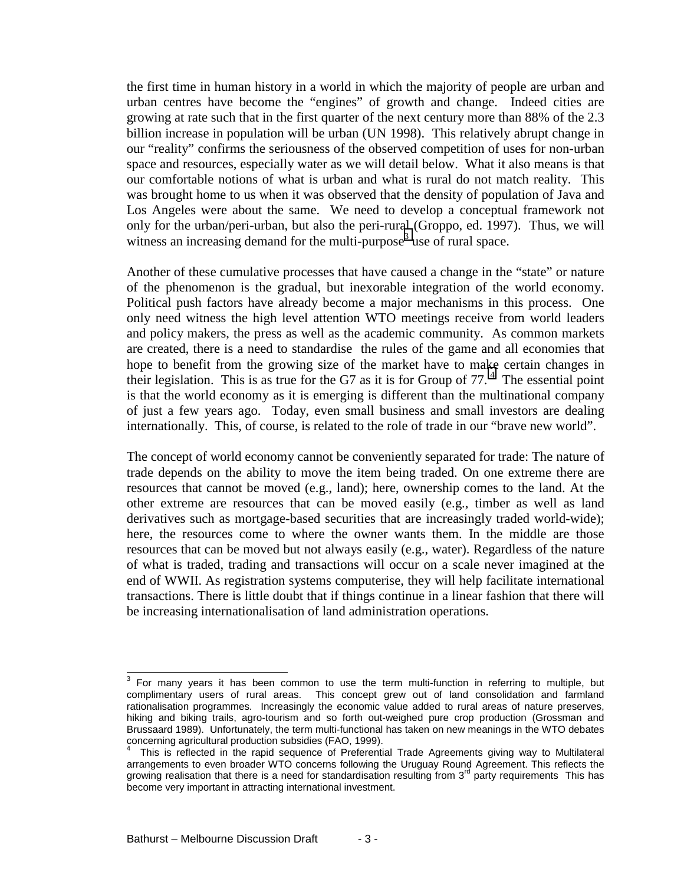the first time in human history in a world in which the majority of people are urban and urban centres have become the "engines" of growth and change. Indeed cities are growing at rate such that in the first quarter of the next century more than 88% of the 2.3 billion increase in population will be urban (UN 1998). This relatively abrupt change in our "reality" confirms the seriousness of the observed competition of uses for non-urban space and resources, especially water as we will detail below. What it also means is that our comfortable notions of what is urban and what is rural do not match reality. This was brought home to us when it was observed that the density of population of Java and Los Angeles were about the same. We need to develop a conceptual framework not only for the urban/peri-urban, but also the peri-rural (Groppo, ed. 1997). Thus, we will witness an increasing demand for the multi-purpose[3] use of rural space.

Another of these cumulative processes that have caused a change in the "state" or nature of the phenomenon is the gradual, but inexorable integration of the world economy. Political push factors have already become a major mechanisms in this process. One only need witness the high level attention WTO meetings receive from world leaders and policy makers, the press as well as the academic community. As common markets are created, there is a need to standardise the rules of the game and all economies that hope to benefit from the growing size of the market have to make certain changes in their legislation. This is as true for the G7 as it is for Group of 77.[4] The essential point is that the world economy as it is emerging is different than the multinational company of just a few years ago. Today, even small business and small investors are dealing internationally. This, of course, is related to the role of trade in our "brave new world".

The concept of world economy cannot be conveniently separated for trade: The nature of trade depends on the ability to move the item being traded. On one extreme there are resources that cannot be moved (e.g., land); here, ownership comes to the land. At the other extreme are resources that can be moved easily (e.g., timber as well as land derivatives such as mortgage-based securities that are increasingly traded world-wide); here, the resources come to where the owner wants them. In the middle are those resources that can be moved but not always easily (e.g., water). Regardless of the nature of what is traded, trading and transactions will occur on a scale never imagined at the end of WWII. As registration systems computerise, they will help facilitate international transactions. There is little doubt that if things continue in a linear fashion that there will be increasing internationalisation of land administration operations.

---

[3] For many years it has been common to use the term multi-function in referring to multiple, but complimentary users of rural areas. This concept grew out of land consolidation and farmland rationalisation programmes. Increasingly the economic value added to rural areas of nature preserves, hiking and biking trails, agro-tourism and so forth out-weighed pure crop production (Grossman and Brussaard 1989). Unfortunately, the term multi-functional has taken on new meanings in the WTO debates concerning agricultural production subsidies (FAO, 1999).

[4] This is reflected in the rapid sequence of Preferential Trade Agreements giving way to Multilateral arrangements to even broader WTO concerns following the Uruguay Round Agreement. This reflects the growing realisation that there is a need for standardisation resulting from 3rd party requirements This has become very important in attracting international investment.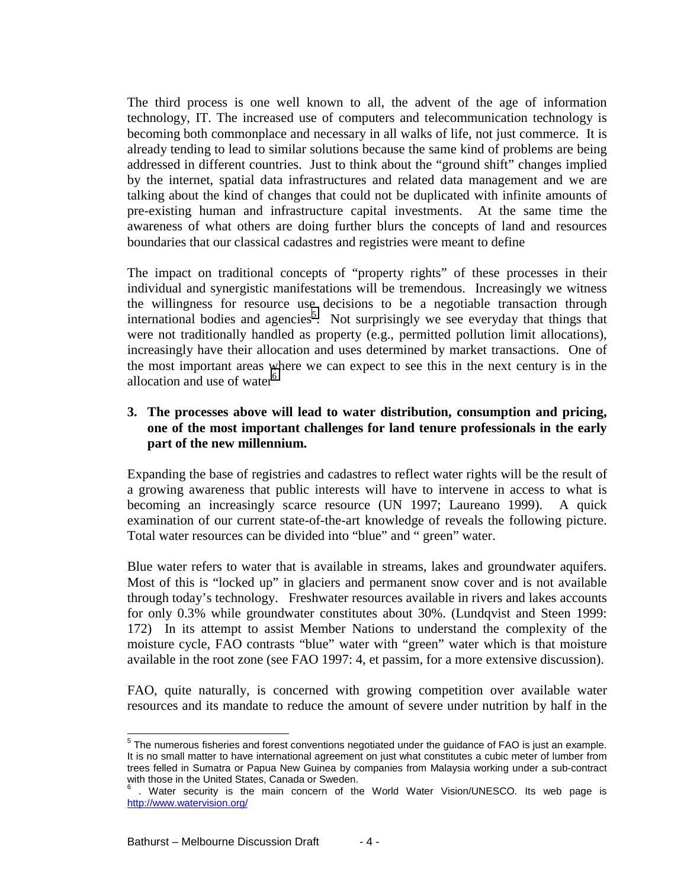The third process is one well known to all, the advent of the age of information technology, IT. The increased use of computers and telecommunication technology is becoming both commonplace and necessary in all walks of life, not just commerce. It is already tending to lead to similar solutions because the same kind of problems are being addressed in different countries. Just to think about the "ground shift" changes implied by the internet, spatial data infrastructures and related data management and we are talking about the kind of changes that could not be duplicated with infinite amounts of pre-existing human and infrastructure capital investments. At the same time the awareness of what others are doing further blurs the concepts of land and resources boundaries that our classical cadastres and registries were meant to define

The impact on traditional concepts of "property rights" of these processes in their individual and synergistic manifestations will be tremendous. Increasingly we witness the willingness for resource use decisions to be a negotiable transaction through international bodies and agencies[5]. Not surprisingly we see everyday that things that were not traditionally handled as property (e.g., permitted pollution limit allocations), increasingly have their allocation and uses determined by market transactions. One of the most important areas where we can expect to see this in the next century is in the allocation and use of water[6].

**3. The processes above will lead to water distribution, consumption and pricing, one of the most important challenges for land tenure professionals in the early part of the new millennium.**

Expanding the base of registries and cadastres to reflect water rights will be the result of a growing awareness that public interests will have to intervene in access to what is becoming an increasingly scarce resource (UN 1997; Laureano 1999). A quick examination of our current state-of-the-art knowledge of reveals the following picture. Total water resources can be divided into "blue" and " green" water.

Blue water refers to water that is available in streams, lakes and groundwater aquifers. Most of this is "locked up" in glaciers and permanent snow cover and is not available through today's technology. Freshwater resources available in rivers and lakes accounts for only 0.3% while groundwater constitutes about 30%. (Lundqvist and Steen 1999: 172) In its attempt to assist Member Nations to understand the complexity of the moisture cycle, FAO contrasts "blue" water with "green" water which is that moisture available in the root zone (see FAO 1997: 4, et passim, for a more extensive discussion).

FAO, quite naturally, is concerned with growing competition over available water resources and its mandate to reduce the amount of severe under nutrition by half in the

---

[5] The numerous fisheries and forest conventions negotiated under the guidance of FAO is just an example. It is no small matter to have international agreement on just what constitutes a cubic meter of lumber from trees felled in Sumatra or Papua New Guinea by companies from Malaysia working under a sub-contract with those in the United States, Canada or Sweden.

[6] . Water security is the main concern of the World Water Vision/UNESCO. Its web page is http://www.watervision.org/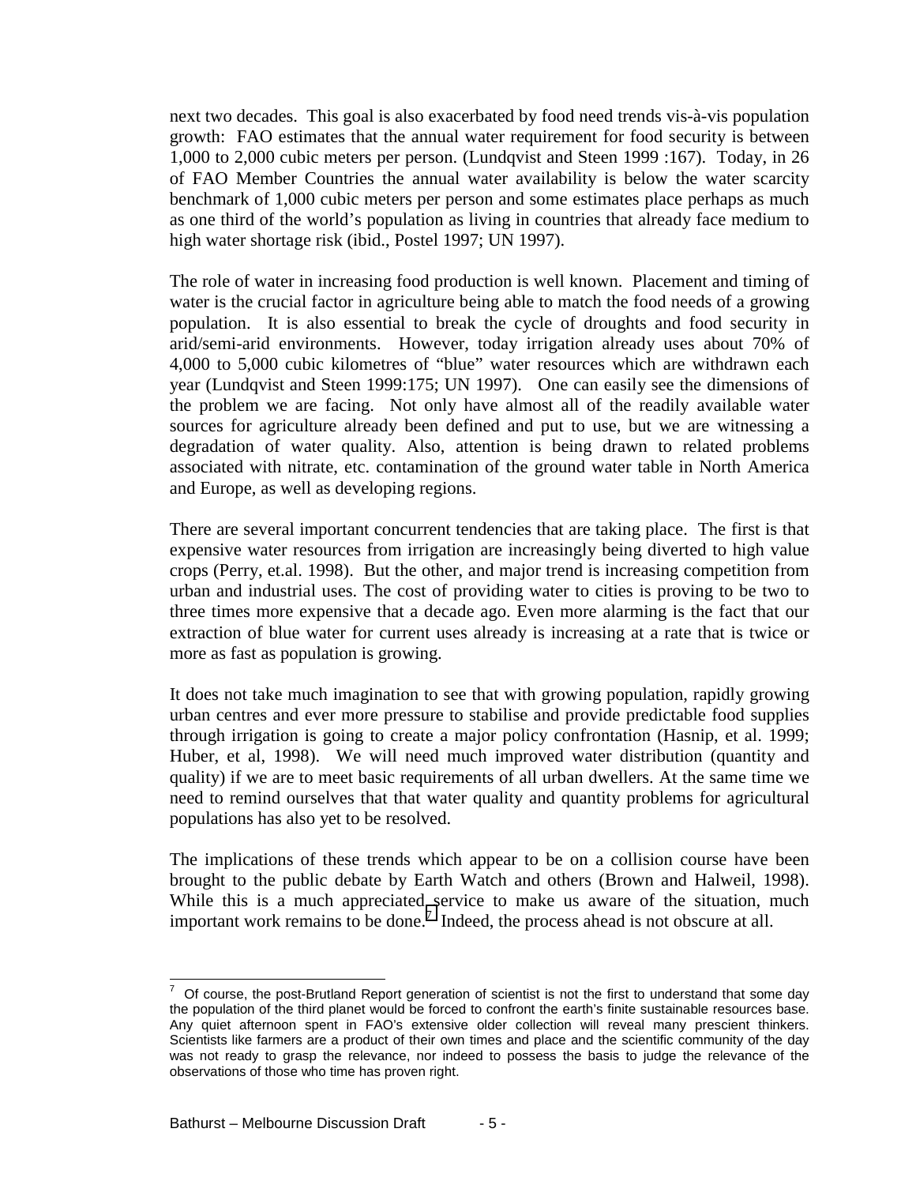next two decades. This goal is also exacerbated by food need trends vis-à-vis population growth: FAO estimates that the annual water requirement for food security is between 1,000 to 2,000 cubic meters per person. (Lundqvist and Steen 1999 :167). Today, in 26 of FAO Member Countries the annual water availability is below the water scarcity benchmark of 1,000 cubic meters per person and some estimates place perhaps as much as one third of the world's population as living in countries that already face medium to high water shortage risk (ibid., Postel 1997; UN 1997).

The role of water in increasing food production is well known. Placement and timing of water is the crucial factor in agriculture being able to match the food needs of a growing population. It is also essential to break the cycle of droughts and food security in arid/semi-arid environments. However, today irrigation already uses about 70% of 4,000 to 5,000 cubic kilometres of "blue" water resources which are withdrawn each year (Lundqvist and Steen 1999:175; UN 1997). One can easily see the dimensions of the problem we are facing. Not only have almost all of the readily available water sources for agriculture already been defined and put to use, but we are witnessing a degradation of water quality. Also, attention is being drawn to related problems associated with nitrate, etc. contamination of the ground water table in North America and Europe, as well as developing regions.

There are several important concurrent tendencies that are taking place. The first is that expensive water resources from irrigation are increasingly being diverted to high value crops (Perry, et.al. 1998). But the other, and major trend is increasing competition from urban and industrial uses. The cost of providing water to cities is proving to be two to three times more expensive that a decade ago. Even more alarming is the fact that our extraction of blue water for current uses already is increasing at a rate that is twice or more as fast as population is growing.

It does not take much imagination to see that with growing population, rapidly growing urban centres and ever more pressure to stabilise and provide predictable food supplies through irrigation is going to create a major policy confrontation (Hasnip, et al. 1999; Huber, et al, 1998). We will need much improved water distribution (quantity and quality) if we are to meet basic requirements of all urban dwellers. At the same time we need to remind ourselves that that water quality and quantity problems for agricultural populations has also yet to be resolved.

The implications of these trends which appear to be on a collision course have been brought to the public debate by Earth Watch and others (Brown and Halweil, 1998). While this is a much appreciated service to make us aware of the situation, much important work remains to be done.[7] Indeed, the process ahead is not obscure at all.

---

[7] Of course, the post-Brutland Report generation of scientist is not the first to understand that some day the population of the third planet would be forced to confront the earth's finite sustainable resources base. Any quiet afternoon spent in FAO's extensive older collection will reveal many prescient thinkers. Scientists like farmers are a product of their own times and place and the scientific community of the day was not ready to grasp the relevance, nor indeed to possess the basis to judge the relevance of the observations of those who time has proven right.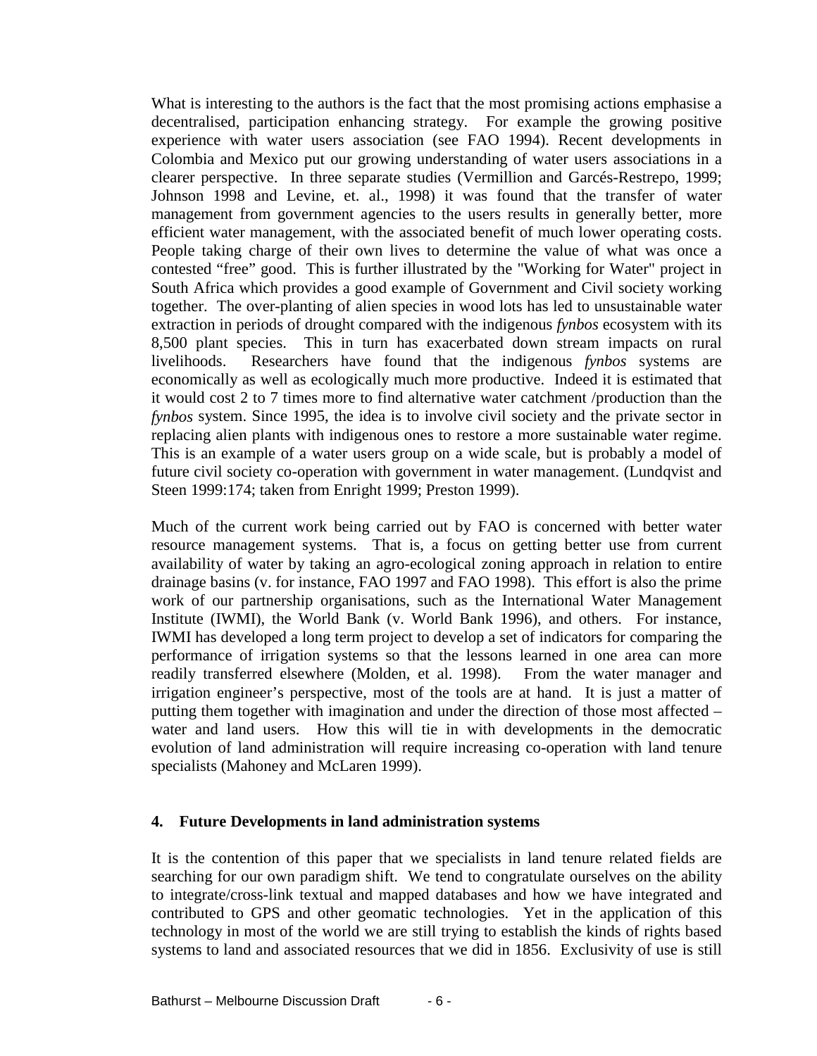What is interesting to the authors is the fact that the most promising actions emphasise a decentralised, participation enhancing strategy. For example the growing positive experience with water users association (see FAO 1994). Recent developments in Colombia and Mexico put our growing understanding of water users associations in a clearer perspective. In three separate studies (Vermillion and Garcés-Restrepo, 1999; Johnson 1998 and Levine, et. al., 1998) it was found that the transfer of water management from government agencies to the users results in generally better, more efficient water management, with the associated benefit of much lower operating costs. People taking charge of their own lives to determine the value of what was once a contested "free" good. This is further illustrated by the "Working for Water" project in South Africa which provides a good example of Government and Civil society working together. The over-planting of alien species in wood lots has led to unsustainable water extraction in periods of drought compared with the indigenous *fynbos* ecosystem with its 8,500 plant species. This in turn has exacerbated down stream impacts on rural livelihoods. Researchers have found that the indigenous *fynbos* systems are economically as well as ecologically much more productive. Indeed it is estimated that it would cost 2 to 7 times more to find alternative water catchment /production than the *fynbos* system. Since 1995, the idea is to involve civil society and the private sector in replacing alien plants with indigenous ones to restore a more sustainable water regime. This is an example of a water users group on a wide scale, but is probably a model of future civil society co-operation with government in water management. (Lundqvist and Steen 1999:174; taken from Enright 1999; Preston 1999).

Much of the current work being carried out by FAO is concerned with better water resource management systems. That is, a focus on getting better use from current availability of water by taking an agro-ecological zoning approach in relation to entire drainage basins (v. for instance, FAO 1997 and FAO 1998). This effort is also the prime work of our partnership organisations, such as the International Water Management Institute (IWMI), the World Bank (v. World Bank 1996), and others. For instance, IWMI has developed a long term project to develop a set of indicators for comparing the performance of irrigation systems so that the lessons learned in one area can more readily transferred elsewhere (Molden, et al. 1998). From the water manager and irrigation engineer's perspective, most of the tools are at hand. It is just a matter of putting them together with imagination and under the direction of those most affected – water and land users. How this will tie in with developments in the democratic evolution of land administration will require increasing co-operation with land tenure specialists (Mahoney and McLaren 1999).

## 4. Future Developments in land administration systems

It is the contention of this paper that we specialists in land tenure related fields are searching for our own paradigm shift. We tend to congratulate ourselves on the ability to integrate/cross-link textual and mapped databases and how we have integrated and contributed to GPS and other geomatic technologies. Yet in the application of this technology in most of the world we are still trying to establish the kinds of rights based systems to land and associated resources that we did in 1856. Exclusivity of use is still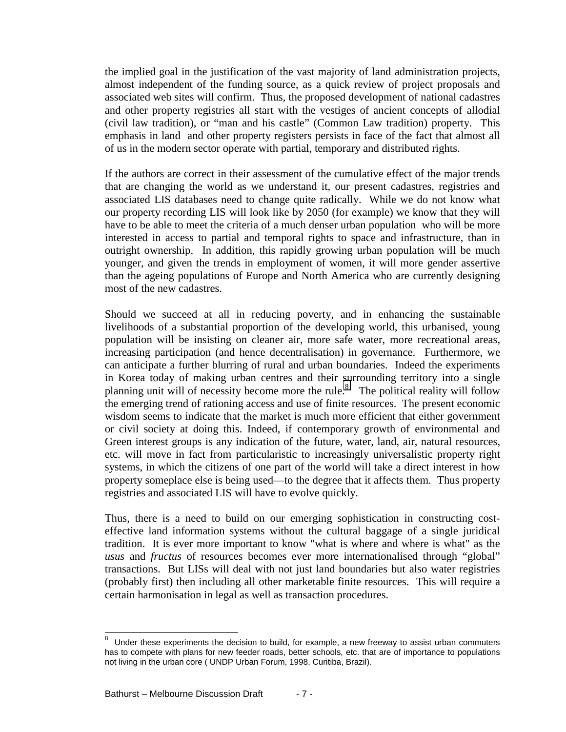the implied goal in the justification of the vast majority of land administration projects, almost independent of the funding source, as a quick review of project proposals and associated web sites will confirm. Thus, the proposed development of national cadastres and other property registries all start with the vestiges of ancient concepts of allodial (civil law tradition), or "man and his castle" (Common Law tradition) property. This emphasis in land and other property registers persists in face of the fact that almost all of us in the modern sector operate with partial, temporary and distributed rights.

If the authors are correct in their assessment of the cumulative effect of the major trends that are changing the world as we understand it, our present cadastres, registries and associated LIS databases need to change quite radically. While we do not know what our property recording LIS will look like by 2050 (for example) we know that they will have to be able to meet the criteria of a much denser urban population who will be more interested in access to partial and temporal rights to space and infrastructure, than in outright ownership. In addition, this rapidly growing urban population will be much younger, and given the trends in employment of women, it will more gender assertive than the ageing populations of Europe and North America who are currently designing most of the new cadastres.

Should we succeed at all in reducing poverty, and in enhancing the sustainable livelihoods of a substantial proportion of the developing world, this urbanised, young population will be insisting on cleaner air, more safe water, more recreational areas, increasing participation (and hence decentralisation) in governance. Furthermore, we can anticipate a further blurring of rural and urban boundaries. Indeed the experiments in Korea today of making urban centres and their surrounding territory into a single planning unit will of necessity become more the rule.[8] The political reality will follow the emerging trend of rationing access and use of finite resources. The present economic wisdom seems to indicate that the market is much more efficient that either government or civil society at doing this. Indeed, if contemporary growth of environmental and Green interest groups is any indication of the future, water, land, air, natural resources, etc. will move in fact from particularistic to increasingly universalistic property right systems, in which the citizens of one part of the world will take a direct interest in how property someplace else is being used—to the degree that it affects them. Thus property registries and associated LIS will have to evolve quickly.

Thus, there is a need to build on our emerging sophistication in constructing cost-effective land information systems without the cultural baggage of a single juridical tradition. It is ever more important to know "what is where and where is what" as the *usus* and *fructus* of resources becomes ever more internationalised through "global" transactions. But LISs will deal with not just land boundaries but also water registries (probably first) then including all other marketable finite resources. This will require a certain harmonisation in legal as well as transaction procedures.

---

[8] Under these experiments the decision to build, for example, a new freeway to assist urban commuters has to compete with plans for new feeder roads, better schools, etc. that are of importance to populations not living in the urban core ( UNDP Urban Forum, 1998, Curitiba, Brazil).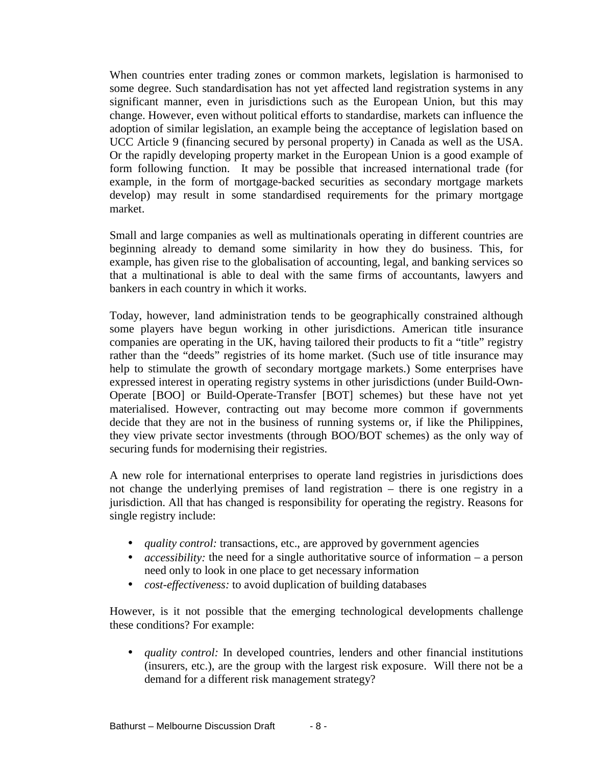When countries enter trading zones or common markets, legislation is harmonised to some degree. Such standardisation has not yet affected land registration systems in any significant manner, even in jurisdictions such as the European Union, but this may change. However, even without political efforts to standardise, markets can influence the adoption of similar legislation, an example being the acceptance of legislation based on UCC Article 9 (financing secured by personal property) in Canada as well as the USA. Or the rapidly developing property market in the European Union is a good example of form following function. It may be possible that increased international trade (for example, in the form of mortgage-backed securities as secondary mortgage markets develop) may result in some standardised requirements for the primary mortgage market.

Small and large companies as well as multinationals operating in different countries are beginning already to demand some similarity in how they do business. This, for example, has given rise to the globalisation of accounting, legal, and banking services so that a multinational is able to deal with the same firms of accountants, lawyers and bankers in each country in which it works.

Today, however, land administration tends to be geographically constrained although some players have begun working in other jurisdictions. American title insurance companies are operating in the UK, having tailored their products to fit a "title" registry rather than the "deeds" registries of its home market. (Such use of title insurance may help to stimulate the growth of secondary mortgage markets.) Some enterprises have expressed interest in operating registry systems in other jurisdictions (under Build-Own-Operate [BOO] or Build-Operate-Transfer [BOT] schemes) but these have not yet materialised. However, contracting out may become more common if governments decide that they are not in the business of running systems or, if like the Philippines, they view private sector investments (through BOO/BOT schemes) as the only way of securing funds for modernising their registries.

A new role for international enterprises to operate land registries in jurisdictions does not change the underlying premises of land registration – there is one registry in a jurisdiction. All that has changed is responsibility for operating the registry. Reasons for single registry include:

- *quality control:* transactions, etc., are approved by government agencies
- *accessibility:* the need for a single authoritative source of information – a person need only to look in one place to get necessary information
- *cost-effectiveness:* to avoid duplication of building databases

However, is it not possible that the emerging technological developments challenge these conditions? For example:

- *quality control:* In developed countries, lenders and other financial institutions (insurers, etc.), are the group with the largest risk exposure. Will there not be a demand for a different risk management strategy?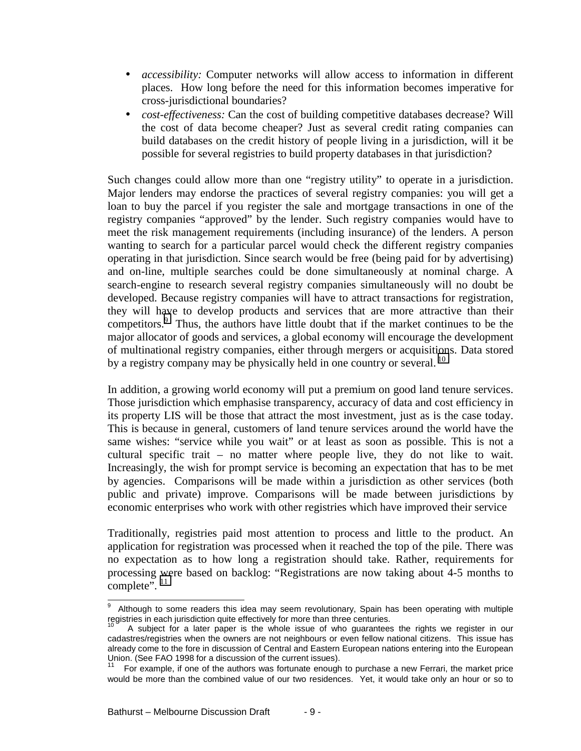- *accessibility:* Computer networks will allow access to information in different places. How long before the need for this information becomes imperative for cross-jurisdictional boundaries?
- *cost-effectiveness:* Can the cost of building competitive databases decrease? Will the cost of data become cheaper? Just as several credit rating companies can build databases on the credit history of people living in a jurisdiction, will it be possible for several registries to build property databases in that jurisdiction?

Such changes could allow more than one "registry utility" to operate in a jurisdiction. Major lenders may endorse the practices of several registry companies: you will get a loan to buy the parcel if you register the sale and mortgage transactions in one of the registry companies "approved" by the lender. Such registry companies would have to meet the risk management requirements (including insurance) of the lenders. A person wanting to search for a particular parcel would check the different registry companies operating in that jurisdiction. Since search would be free (being paid for by advertising) and on-line, multiple searches could be done simultaneously at nominal charge. A search-engine to research several registry companies simultaneously will no doubt be developed. Because registry companies will have to attract transactions for registration, they will have to develop products and services that are more attractive than their competitors.[9] Thus, the authors have little doubt that if the market continues to be the major allocator of goods and services, a global economy will encourage the development of multinational registry companies, either through mergers or acquisitions. Data stored by a registry company may be physically held in one country or several.[10]

In addition, a growing world economy will put a premium on good land tenure services. Those jurisdiction which emphasise transparency, accuracy of data and cost efficiency in its property LIS will be those that attract the most investment, just as is the case today. This is because in general, customers of land tenure services around the world have the same wishes: "service while you wait" or at least as soon as possible. This is not a cultural specific trait – no matter where people live, they do not like to wait. Increasingly, the wish for prompt service is becoming an expectation that has to be met by agencies. Comparisons will be made within a jurisdiction as other services (both public and private) improve. Comparisons will be made between jurisdictions by economic enterprises who work with other registries which have improved their service

Traditionally, registries paid most attention to process and little to the product. An application for registration was processed when it reached the top of the pile. There was no expectation as to how long a registration should take. Rather, requirements for processing were based on backlog: "Registrations are now taking about 4-5 months to complete".[11]

---

[9] Although to some readers this idea may seem revolutionary, Spain has been operating with multiple registries in each jurisdiction quite effectively for more than three centuries.

[10] A subject for a later paper is the whole issue of who guarantees the rights we register in our cadastres/registries when the owners are not neighbours or even fellow national citizens. This issue has already come to the fore in discussion of Central and Eastern European nations entering into the European Union. (See FAO 1998 for a discussion of the current issues).

[11] For example, if one of the authors was fortunate enough to purchase a new Ferrari, the market price would be more than the combined value of our two residences. Yet, it would take only an hour or so to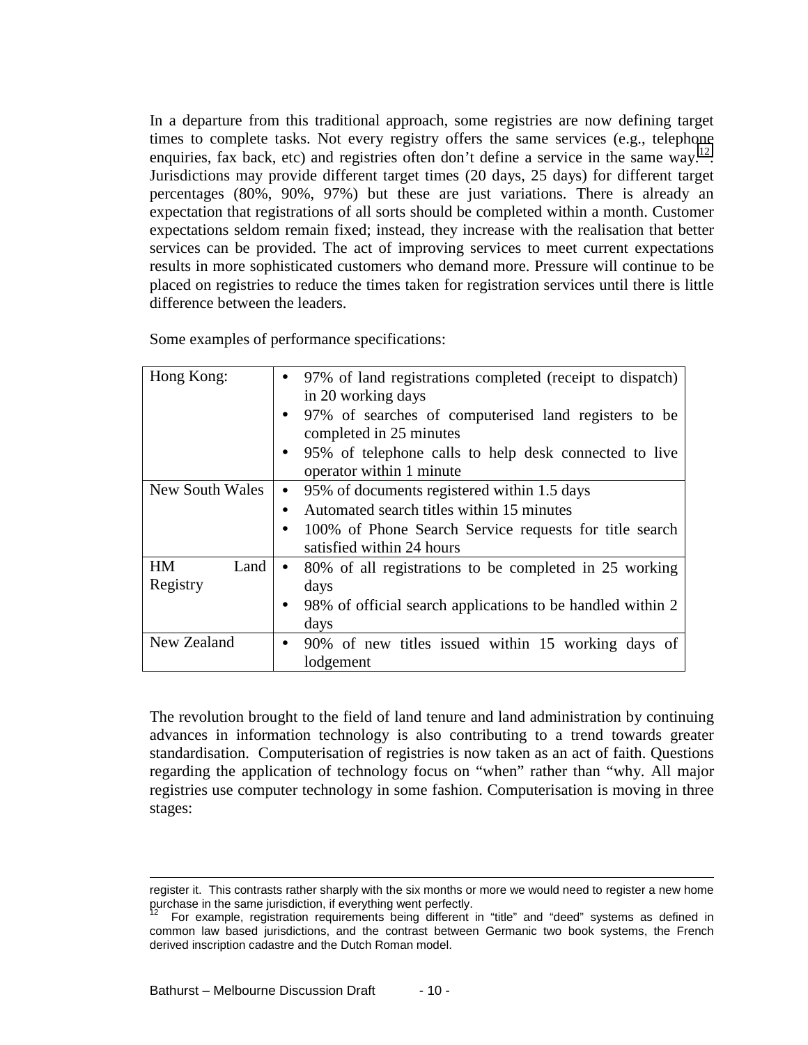In a departure from this traditional approach, some registries are now defining target times to complete tasks. Not every registry offers the same services (e.g., telephone enquiries, fax back, etc) and registries often don't define a service in the same way.[12]. Jurisdictions may provide different target times (20 days, 25 days) for different target percentages (80%, 90%, 97%) but these are just variations. There is already an expectation that registrations of all sorts should be completed within a month. Customer expectations seldom remain fixed; instead, they increase with the realisation that better services can be provided. The act of improving services to meet current expectations results in more sophisticated customers who demand more. Pressure will continue to be placed on registries to reduce the times taken for registration services until there is little difference between the leaders.

Some examples of performance specifications:

| Jurisdiction | Performance specifications |
|---|---|
| Hong Kong: | • 97% of land registrations completed (receipt to dispatch) in 20 working days<br>• 97% of searches of computerised land registers to be completed in 25 minutes<br>• 95% of telephone calls to help desk connected to live operator within 1 minute |
| New South Wales | • 95% of documents registered within 1.5 days<br>• Automated search titles within 15 minutes<br>• 100% of Phone Search Service requests for title search satisfied within 24 hours |
| HM Land Registry | • 80% of all registrations to be completed in 25 working days<br>• 98% of official search applications to be handled within 2 days |
| New Zealand | • 90% of new titles issued within 15 working days of lodgement |

The revolution brought to the field of land tenure and land administration by continuing advances in information technology is also contributing to a trend towards greater standardisation. Computerisation of registries is now taken as an act of faith. Questions regarding the application of technology focus on "when" rather than "why. All major registries use computer technology in some fashion. Computerisation is moving in three stages:

---

register it. This contrasts rather sharply with the six months or more we would need to register a new home purchase in the same jurisdiction, if everything went perfectly.

[12] For example, registration requirements being different in "title" and "deed" systems as defined in common law based jurisdictions, and the contrast between Germanic two book systems, the French derived inscription cadastre and the Dutch Roman model.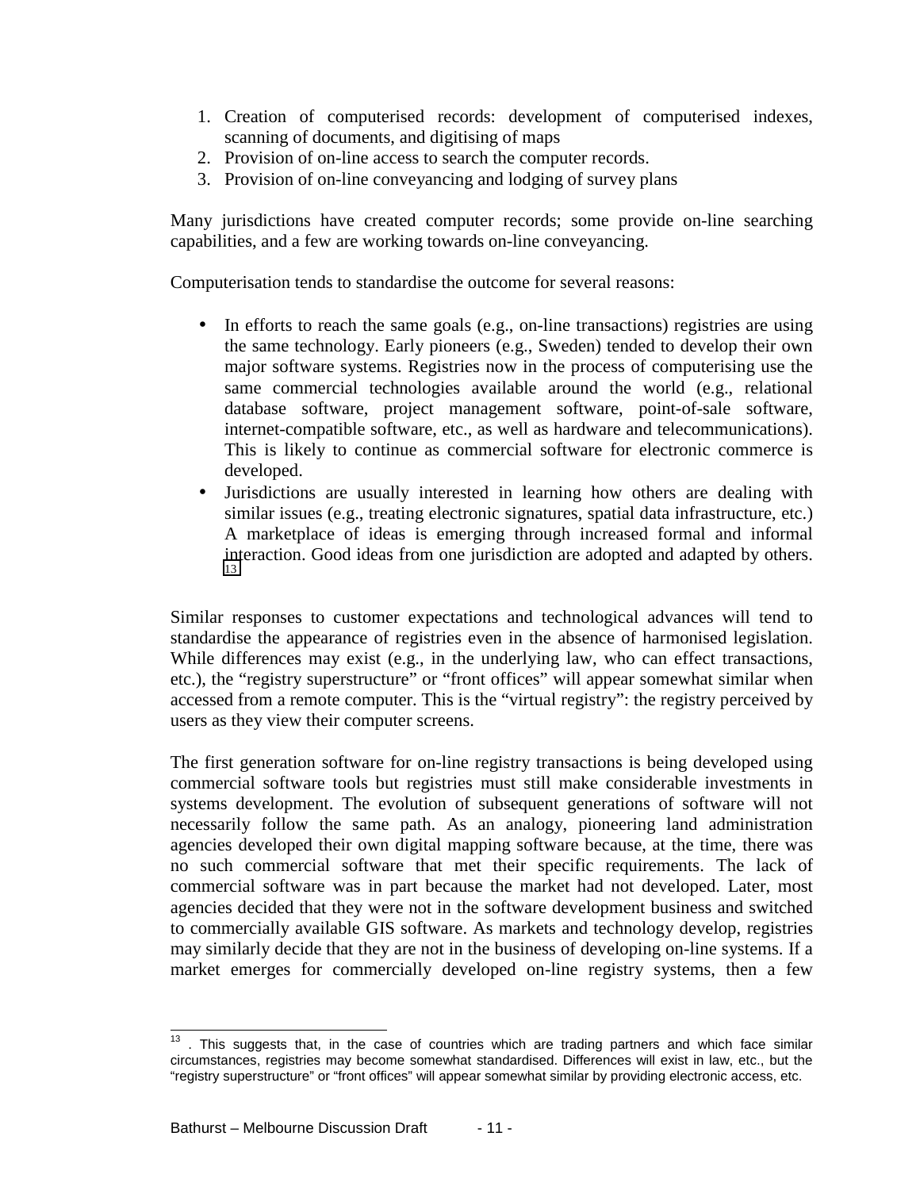1. Creation of computerised records: development of computerised indexes, scanning of documents, and digitising of maps
2. Provision of on-line access to search the computer records.
3. Provision of on-line conveyancing and lodging of survey plans

Many jurisdictions have created computer records; some provide on-line searching capabilities, and a few are working towards on-line conveyancing.

Computerisation tends to standardise the outcome for several reasons:

- In efforts to reach the same goals (e.g., on-line transactions) registries are using the same technology. Early pioneers (e.g., Sweden) tended to develop their own major software systems. Registries now in the process of computerising use the same commercial technologies available around the world (e.g., relational database software, project management software, point-of-sale software, internet-compatible software, etc., as well as hardware and telecommunications). This is likely to continue as commercial software for electronic commerce is developed.
- Jurisdictions are usually interested in learning how others are dealing with similar issues (e.g., treating electronic signatures, spatial data infrastructure, etc.) A marketplace of ideas is emerging through increased formal and informal interaction. Good ideas from one jurisdiction are adopted and adapted by others. [13]

Similar responses to customer expectations and technological advances will tend to standardise the appearance of registries even in the absence of harmonised legislation. While differences may exist (e.g., in the underlying law, who can effect transactions, etc.), the "registry superstructure" or "front offices" will appear somewhat similar when accessed from a remote computer. This is the "virtual registry": the registry perceived by users as they view their computer screens.

The first generation software for on-line registry transactions is being developed using commercial software tools but registries must still make considerable investments in systems development. The evolution of subsequent generations of software will not necessarily follow the same path. As an analogy, pioneering land administration agencies developed their own digital mapping software because, at the time, there was no such commercial software that met their specific requirements. The lack of commercial software was in part because the market had not developed. Later, most agencies decided that they were not in the software development business and switched to commercially available GIS software. As markets and technology develop, registries may similarly decide that they are not in the business of developing on-line systems. If a market emerges for commercially developed on-line registry systems, then a few

[13] . This suggests that, in the case of countries which are trading partners and which face similar circumstances, registries may become somewhat standardised. Differences will exist in law, etc., but the "registry superstructure" or "front offices" will appear somewhat similar by providing electronic access, etc.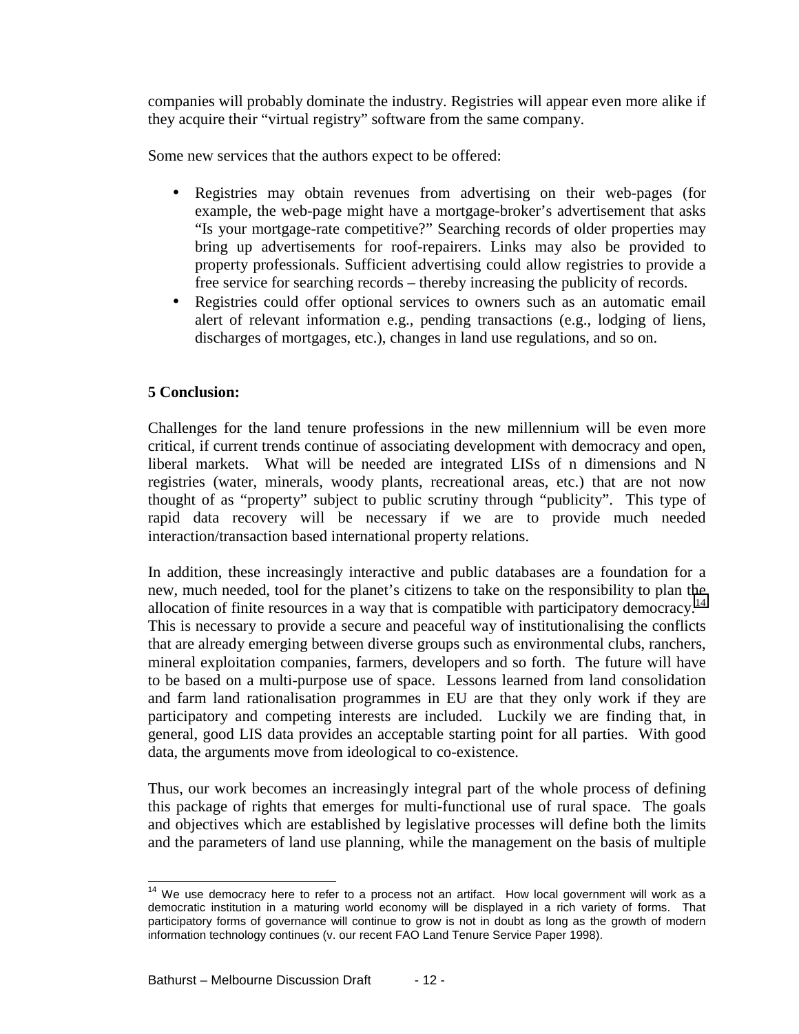companies will probably dominate the industry. Registries will appear even more alike if they acquire their "virtual registry" software from the same company.

Some new services that the authors expect to be offered:

- Registries may obtain revenues from advertising on their web-pages (for example, the web-page might have a mortgage-broker's advertisement that asks "Is your mortgage-rate competitive?" Searching records of older properties may bring up advertisements for roof-repairers. Links may also be provided to property professionals. Sufficient advertising could allow registries to provide a free service for searching records – thereby increasing the publicity of records.
- Registries could offer optional services to owners such as an automatic email alert of relevant information e.g., pending transactions (e.g., lodging of liens, discharges of mortgages, etc.), changes in land use regulations, and so on.

**5 Conclusion:**

Challenges for the land tenure professions in the new millennium will be even more critical, if current trends continue of associating development with democracy and open, liberal markets. What will be needed are integrated LISs of n dimensions and N registries (water, minerals, woody plants, recreational areas, etc.) that are not now thought of as "property" subject to public scrutiny through "publicity". This type of rapid data recovery will be necessary if we are to provide much needed interaction/transaction based international property relations.

In addition, these increasingly interactive and public databases are a foundation for a new, much needed, tool for the planet's citizens to take on the responsibility to plan the allocation of finite resources in a way that is compatible with participatory democracy.[14] This is necessary to provide a secure and peaceful way of institutionalising the conflicts that are already emerging between diverse groups such as environmental clubs, ranchers, mineral exploitation companies, farmers, developers and so forth. The future will have to be based on a multi-purpose use of space. Lessons learned from land consolidation and farm land rationalisation programmes in EU are that they only work if they are participatory and competing interests are included. Luckily we are finding that, in general, good LIS data provides an acceptable starting point for all parties. With good data, the arguments move from ideological to co-existence.

Thus, our work becomes an increasingly integral part of the whole process of defining this package of rights that emerges for multi-functional use of rural space. The goals and objectives which are established by legislative processes will define both the limits and the parameters of land use planning, while the management on the basis of multiple

---

[14] We use democracy here to refer to a process not an artifact. How local government will work as a democratic institution in a maturing world economy will be displayed in a rich variety of forms. That participatory forms of governance will continue to grow is not in doubt as long as the growth of modern information technology continues (v. our recent FAO Land Tenure Service Paper 1998).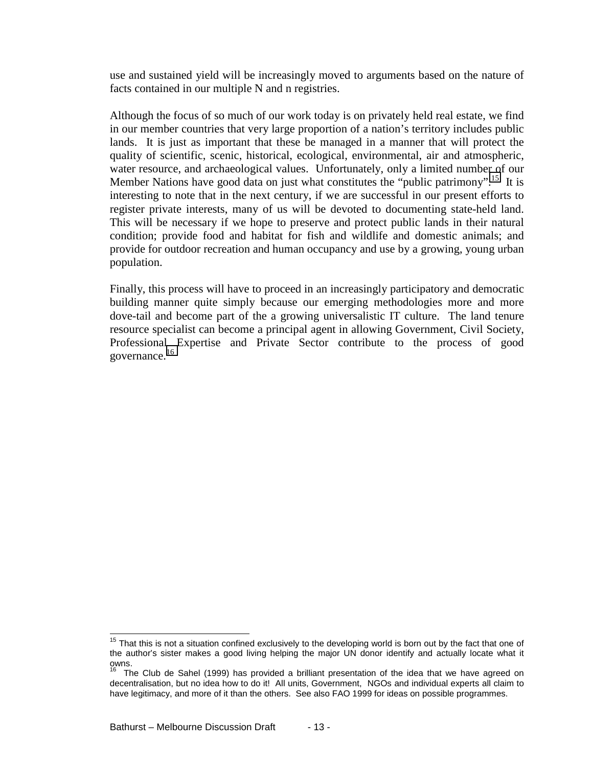use and sustained yield will be increasingly moved to arguments based on the nature of facts contained in our multiple N and n registries.

Although the focus of so much of our work today is on privately held real estate, we find in our member countries that very large proportion of a nation's territory includes public lands. It is just as important that these be managed in a manner that will protect the quality of scientific, scenic, historical, ecological, environmental, air and atmospheric, water resource, and archaeological values. Unfortunately, only a limited number of our Member Nations have good data on just what constitutes the "public patrimony".[15] It is interesting to note that in the next century, if we are successful in our present efforts to register private interests, many of us will be devoted to documenting state-held land. This will be necessary if we hope to preserve and protect public lands in their natural condition; provide food and habitat for fish and wildlife and domestic animals; and provide for outdoor recreation and human occupancy and use by a growing, young urban population.

Finally, this process will have to proceed in an increasingly participatory and democratic building manner quite simply because our emerging methodologies more and more dove-tail and become part of the a growing universalistic IT culture. The land tenure resource specialist can become a principal agent in allowing Government, Civil Society, Professional Expertise and Private Sector contribute to the process of good governance.[16]

---

[15] That this is not a situation confined exclusively to the developing world is born out by the fact that one of the author's sister makes a good living helping the major UN donor identify and actually locate what it owns.

[16] The Club de Sahel (1999) has provided a brilliant presentation of the idea that we have agreed on decentralisation, but no idea how to do it! All units, Government, NGOs and individual experts all claim to have legitimacy, and more of it than the others. See also FAO 1999 for ideas on possible programmes.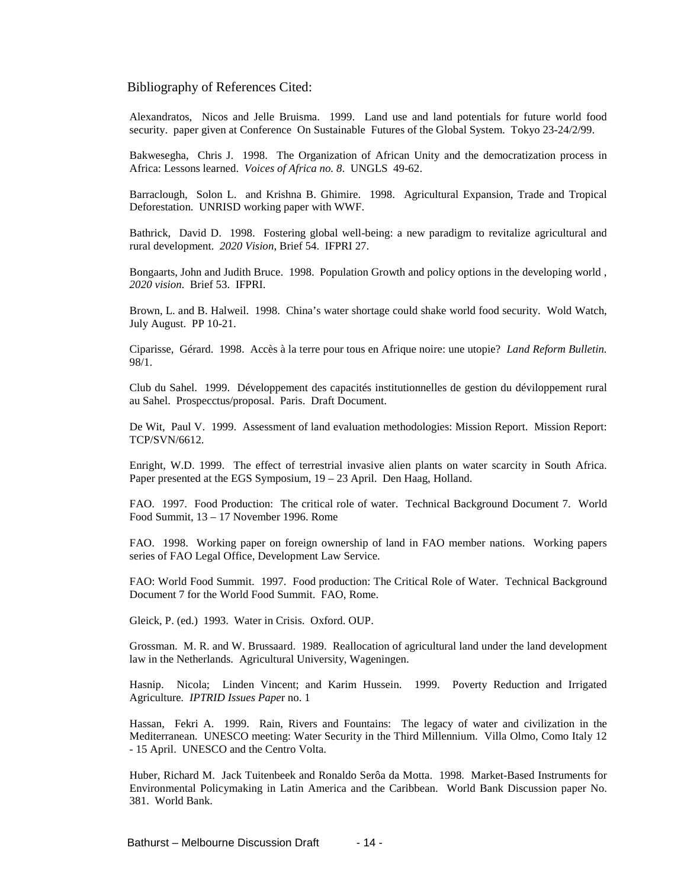## Bibliography of References Cited:

Alexandratos, Nicos and Jelle Bruisma. 1999. Land use and land potentials for future world food security. paper given at Conference On Sustainable Futures of the Global System. Tokyo 23-24/2/99.

Bakwesegha, Chris J. 1998. The Organization of African Unity and the democratization process in Africa: Lessons learned. *Voices of Africa no. 8*. UNGLS 49-62.

Barraclough, Solon L. and Krishna B. Ghimire. 1998. Agricultural Expansion, Trade and Tropical Deforestation. UNRISD working paper with WWF.

Bathrick, David D. 1998. Fostering global well-being: a new paradigm to revitalize agricultural and rural development. *2020 Vision*, Brief 54. IFPRI 27.

Bongaarts, John and Judith Bruce. 1998. Population Growth and policy options in the developing world , *2020 vision*. Brief 53. IFPRI.

Brown, L. and B. Halweil. 1998. China's water shortage could shake world food security. Wold Watch, July August. PP 10-21.

Ciparisse, Gérard. 1998. Accès à la terre pour tous en Afrique noire: une utopie? *Land Reform Bulletin.* 98/1.

Club du Sahel. 1999. Développement des capacités institutionnelles de gestion du dévilloppement rural au Sahel. Prospecctus/proposal. Paris. Draft Document.

De Wit, Paul V. 1999. Assessment of land evaluation methodologies: Mission Report. Mission Report: TCP/SVN/6612.

Enright, W.D. 1999. The effect of terrestrial invasive alien plants on water scarcity in South Africa. Paper presented at the EGS Symposium, 19 – 23 April. Den Haag, Holland.

FAO. 1997. Food Production: The critical role of water. Technical Background Document 7. World Food Summit, 13 – 17 November 1996. Rome

FAO. 1998. Working paper on foreign ownership of land in FAO member nations. Working papers series of FAO Legal Office, Development Law Service.

FAO: World Food Summit. 1997. Food production: The Critical Role of Water. Technical Background Document 7 for the World Food Summit. FAO, Rome.

Gleick, P. (ed.) 1993. Water in Crisis. Oxford. OUP.

Grossman. M. R. and W. Brussaard. 1989. Reallocation of agricultural land under the land development law in the Netherlands. Agricultural University, Wageningen.

Hasnip. Nicola; Linden Vincent; and Karim Hussein. 1999. Poverty Reduction and Irrigated Agriculture. *IPTRID Issues Pape*r no. 1

Hassan, Fekri A. 1999. Rain, Rivers and Fountains: The legacy of water and civilization in the Mediterranean. UNESCO meeting: Water Security in the Third Millennium. Villa Olmo, Como Italy 12 - 15 April. UNESCO and the Centro Volta.

Huber, Richard M. Jack Tuitenbeek and Ronaldo Serôa da Motta. 1998. Market-Based Instruments for Environmental Policymaking in Latin America and the Caribbean. World Bank Discussion paper No. 381. World Bank.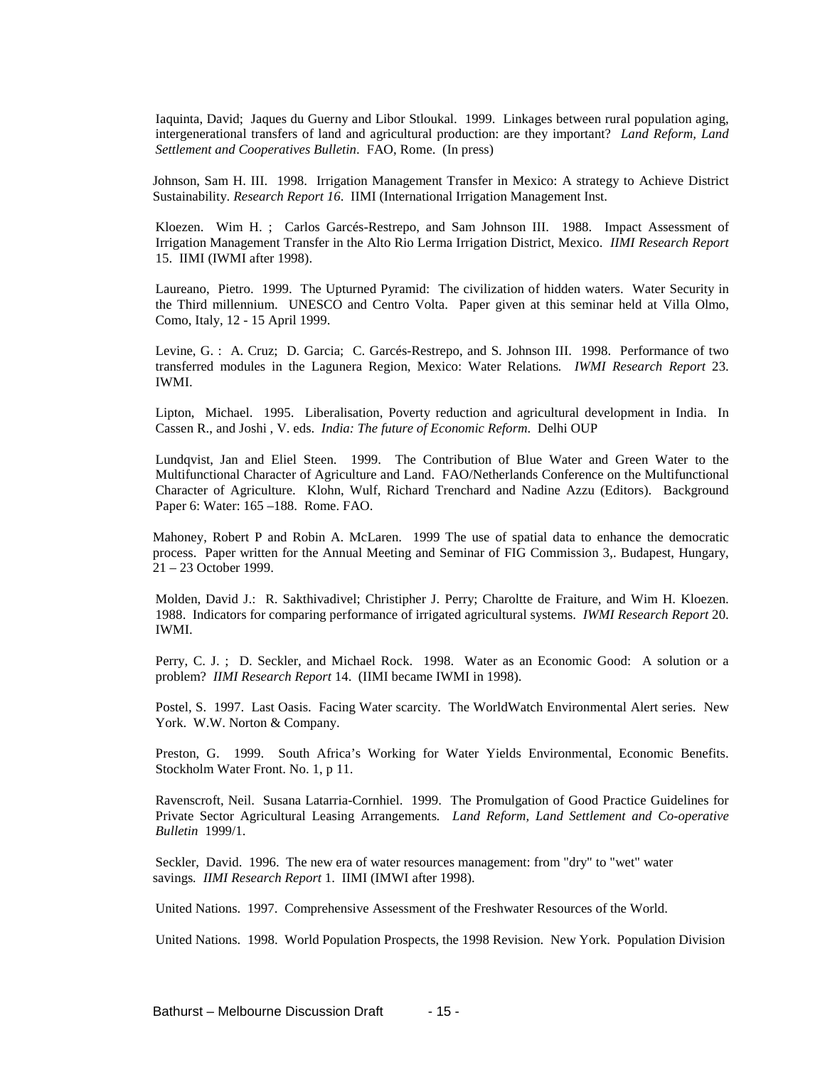Iaquinta, David; Jaques du Guerny and Libor Stloukal. 1999. Linkages between rural population aging, intergenerational transfers of land and agricultural production: are they important? *Land Reform, Land Settlement and Cooperatives Bulletin*. FAO, Rome. (In press)

Johnson, Sam H. III. 1998. Irrigation Management Transfer in Mexico: A strategy to Achieve District Sustainability. *Research Report 16*. IIMI (International Irrigation Management Inst.

Kloezen. Wim H. ; Carlos Garcés-Restrepo, and Sam Johnson III. 1988. Impact Assessment of Irrigation Management Transfer in the Alto Rio Lerma Irrigation District, Mexico. *IIMI Research Report* 15. IIMI (IWMI after 1998).

Laureano, Pietro. 1999. The Upturned Pyramid: The civilization of hidden waters. Water Security in the Third millennium. UNESCO and Centro Volta. Paper given at this seminar held at Villa Olmo, Como, Italy, 12 - 15 April 1999.

Levine, G. : A. Cruz; D. Garcia; C. Garcés-Restrepo, and S. Johnson III. 1998. Performance of two transferred modules in the Lagunera Region, Mexico: Water Relations. *IWMI Research Report* 23. IWMI.

Lipton, Michael. 1995. Liberalisation, Poverty reduction and agricultural development in India. In Cassen R., and Joshi , V. eds. *India: The future of Economic Reform*. Delhi OUP

Lundqvist, Jan and Eliel Steen. 1999. The Contribution of Blue Water and Green Water to the Multifunctional Character of Agriculture and Land. FAO/Netherlands Conference on the Multifunctional Character of Agriculture. Klohn, Wulf, Richard Trenchard and Nadine Azzu (Editors). Background Paper 6: Water: 165 –188. Rome. FAO.

Mahoney, Robert P and Robin A. McLaren. 1999 The use of spatial data to enhance the democratic process. Paper written for the Annual Meeting and Seminar of FIG Commission 3,. Budapest, Hungary, 21 – 23 October 1999.

Molden, David J.: R. Sakthivadivel; Christipher J. Perry; Charoltte de Fraiture, and Wim H. Kloezen. 1988. Indicators for comparing performance of irrigated agricultural systems. *IWMI Research Report* 20. IWMI.

Perry, C. J. ; D. Seckler, and Michael Rock. 1998. Water as an Economic Good: A solution or a problem? *IIMI Research Report* 14. (IIMI became IWMI in 1998).

Postel, S. 1997. Last Oasis. Facing Water scarcity. The WorldWatch Environmental Alert series. New York. W.W. Norton & Company.

Preston, G. 1999. South Africa's Working for Water Yields Environmental, Economic Benefits. Stockholm Water Front. No. 1, p 11.

Ravenscroft, Neil. Susana Latarria-Cornhiel. 1999. The Promulgation of Good Practice Guidelines for Private Sector Agricultural Leasing Arrangements. *Land Reform, Land Settlement and Co-operative Bulletin* 1999/1.

Seckler, David. 1996. The new era of water resources management: from "dry" to "wet" water savings. *IIMI Research Report* 1. IIMI (IMWI after 1998).

United Nations. 1997. Comprehensive Assessment of the Freshwater Resources of the World.

United Nations. 1998. World Population Prospects, the 1998 Revision. New York. Population Division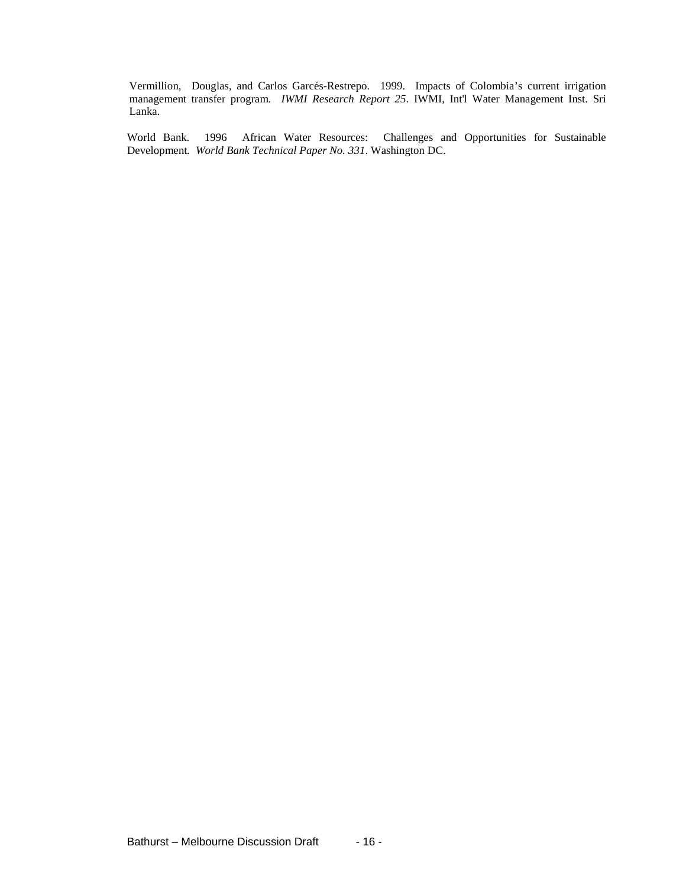Vermillion, Douglas, and Carlos Garcés-Restrepo. 1999. Impacts of Colombia's current irrigation management transfer program. *IWMI Research Report 25*. IWMI, Int'l Water Management Inst. Sri Lanka.

World Bank. 1996 African Water Resources: Challenges and Opportunities for Sustainable Development. *World Bank Technical Paper No. 331*. Washington DC.